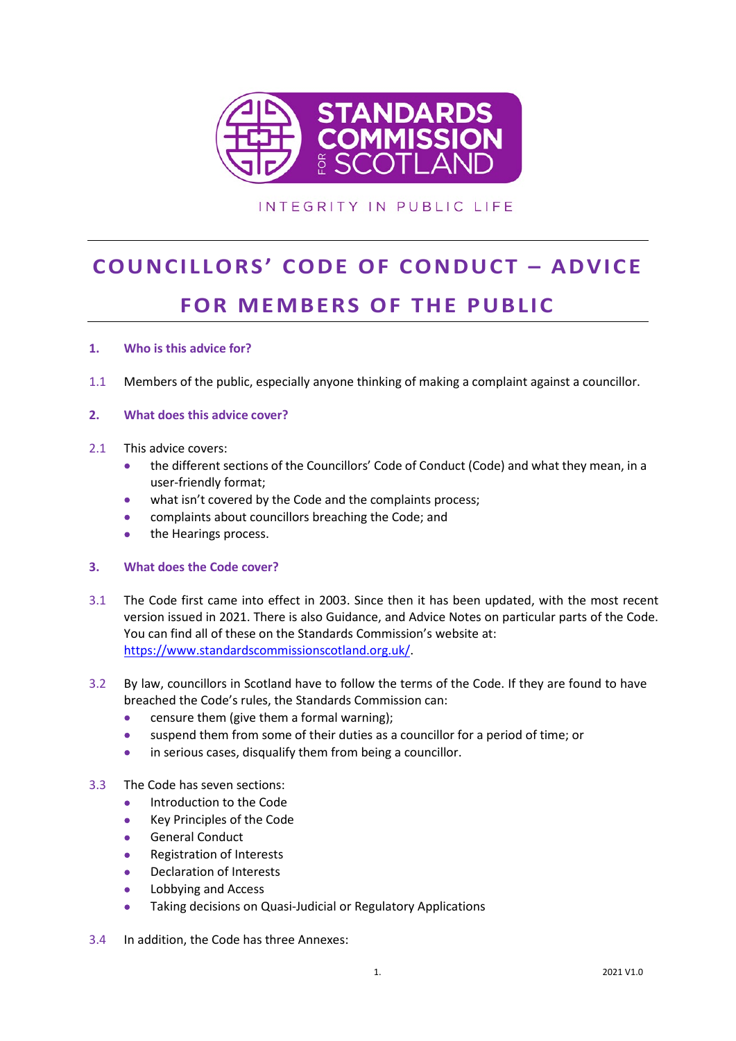STANDARDS COMMISSION FOR SCOTLAND

INTEGRITY IN PUBLIC LIFE

# COUNCILLORS' CODE OF CONDUCT – ADVICE FOR MEMBERS OF THE PUBLIC

## 1. Who is this advice for?

1.1 Members of the public, especially anyone thinking of making a complaint against a councillor.

## 2. What does this advice cover?

2.1 This advice covers:

- the different sections of the Councillors' Code of Conduct (Code) and what they mean, in a user-friendly format;
- what isn't covered by the Code and the complaints process;
- complaints about councillors breaching the Code; and
- the Hearings process.

## 3. What does the Code cover?

3.1 The Code first came into effect in 2003. Since then it has been updated, with the most recent version issued in 2021. There is also Guidance, and Advice Notes on particular parts of the Code. You can find all of these on the Standards Commission's website at: https://www.standardscommissionscotland.org.uk/.

3.2 By law, councillors in Scotland have to follow the terms of the Code. If they are found to have breached the Code's rules, the Standards Commission can:

- censure them (give them a formal warning);
- suspend them from some of their duties as a councillor for a period of time; or
- in serious cases, disqualify them from being a councillor.

3.3 The Code has seven sections:

- Introduction to the Code
- Key Principles of the Code
- General Conduct
- Registration of Interests
- Declaration of Interests
- Lobbying and Access
- Taking decisions on Quasi-Judicial or Regulatory Applications

3.4 In addition, the Code has three Annexes: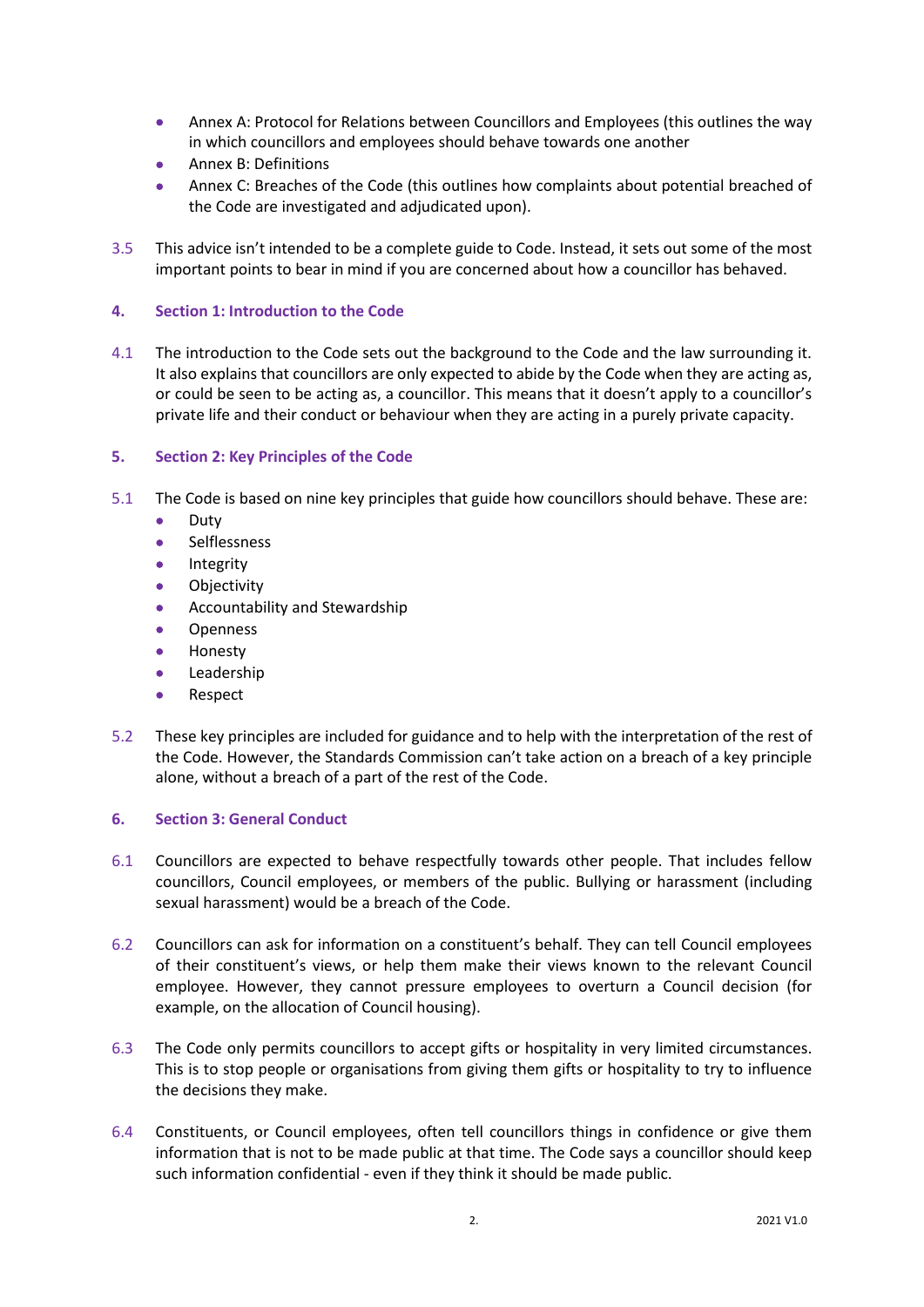- Annex A: Protocol for Relations between Councillors and Employees (this outlines the way in which councillors and employees should behave towards one another
- Annex B: Definitions
- Annex C: Breaches of the Code (this outlines how complaints about potential breached of the Code are investigated and adjudicated upon).

3.5 This advice isn't intended to be a complete guide to Code. Instead, it sets out some of the most important points to bear in mind if you are concerned about how a councillor has behaved.

## 4. Section 1: Introduction to the Code

4.1 The introduction to the Code sets out the background to the Code and the law surrounding it. It also explains that councillors are only expected to abide by the Code when they are acting as, or could be seen to be acting as, a councillor. This means that it doesn't apply to a councillor's private life and their conduct or behaviour when they are acting in a purely private capacity.

## 5. Section 2: Key Principles of the Code

5.1 The Code is based on nine key principles that guide how councillors should behave. These are:

- Duty
- Selflessness
- Integrity
- Objectivity
- Accountability and Stewardship
- Openness
- Honesty
- Leadership
- Respect

5.2 These key principles are included for guidance and to help with the interpretation of the rest of the Code. However, the Standards Commission can't take action on a breach of a key principle alone, without a breach of a part of the rest of the Code.

## 6. Section 3: General Conduct

6.1 Councillors are expected to behave respectfully towards other people. That includes fellow councillors, Council employees, or members of the public. Bullying or harassment (including sexual harassment) would be a breach of the Code.

6.2 Councillors can ask for information on a constituent's behalf. They can tell Council employees of their constituent's views, or help them make their views known to the relevant Council employee. However, they cannot pressure employees to overturn a Council decision (for example, on the allocation of Council housing).

6.3 The Code only permits councillors to accept gifts or hospitality in very limited circumstances. This is to stop people or organisations from giving them gifts or hospitality to try to influence the decisions they make.

6.4 Constituents, or Council employees, often tell councillors things in confidence or give them information that is not to be made public at that time. The Code says a councillor should keep such information confidential - even if they think it should be made public.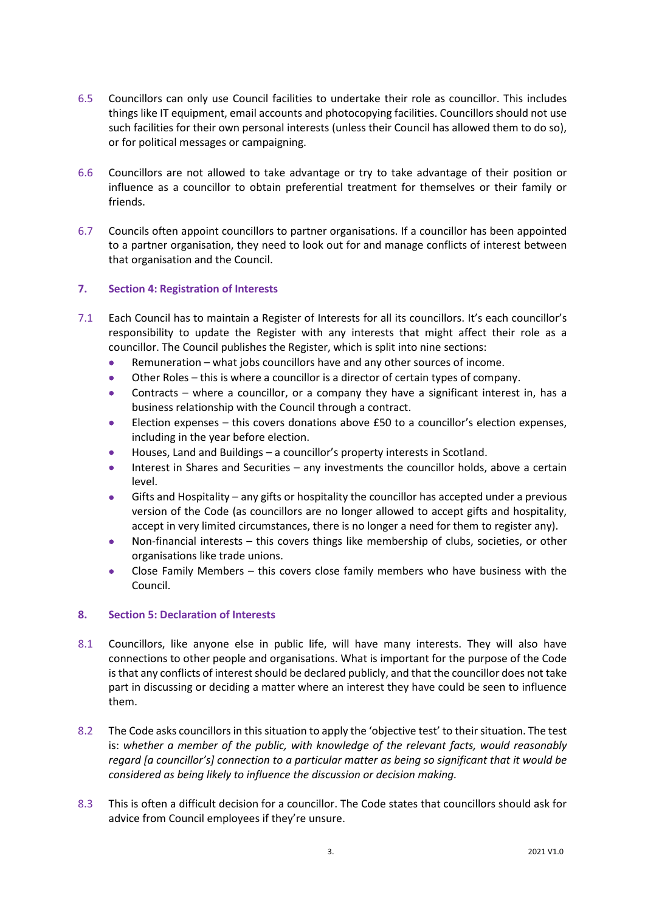6.5 Councillors can only use Council facilities to undertake their role as councillor. This includes things like IT equipment, email accounts and photocopying facilities. Councillors should not use such facilities for their own personal interests (unless their Council has allowed them to do so), or for political messages or campaigning.

6.6 Councillors are not allowed to take advantage or try to take advantage of their position or influence as a councillor to obtain preferential treatment for themselves or their family or friends.

6.7 Councils often appoint councillors to partner organisations. If a councillor has been appointed to a partner organisation, they need to look out for and manage conflicts of interest between that organisation and the Council.

## 7. Section 4: Registration of Interests

7.1 Each Council has to maintain a Register of Interests for all its councillors. It's each councillor's responsibility to update the Register with any interests that might affect their role as a councillor. The Council publishes the Register, which is split into nine sections:

- Remuneration – what jobs councillors have and any other sources of income.
- Other Roles – this is where a councillor is a director of certain types of company.
- Contracts – where a councillor, or a company they have a significant interest in, has a business relationship with the Council through a contract.
- Election expenses – this covers donations above £50 to a councillor's election expenses, including in the year before election.
- Houses, Land and Buildings – a councillor's property interests in Scotland.
- Interest in Shares and Securities – any investments the councillor holds, above a certain level.
- Gifts and Hospitality – any gifts or hospitality the councillor has accepted under a previous version of the Code (as councillors are no longer allowed to accept gifts and hospitality, accept in very limited circumstances, there is no longer a need for them to register any).
- Non-financial interests – this covers things like membership of clubs, societies, or other organisations like trade unions.
- Close Family Members – this covers close family members who have business with the Council.

## 8. Section 5: Declaration of Interests

8.1 Councillors, like anyone else in public life, will have many interests. They will also have connections to other people and organisations. What is important for the purpose of the Code is that any conflicts of interest should be declared publicly, and that the councillor does not take part in discussing or deciding a matter where an interest they have could be seen to influence them.

8.2 The Code asks councillors in this situation to apply the 'objective test' to their situation. The test is: *whether a member of the public, with knowledge of the relevant facts, would reasonably regard [a councillor's] connection to a particular matter as being so significant that it would be considered as being likely to influence the discussion or decision making.*

8.3 This is often a difficult decision for a councillor. The Code states that councillors should ask for advice from Council employees if they're unsure.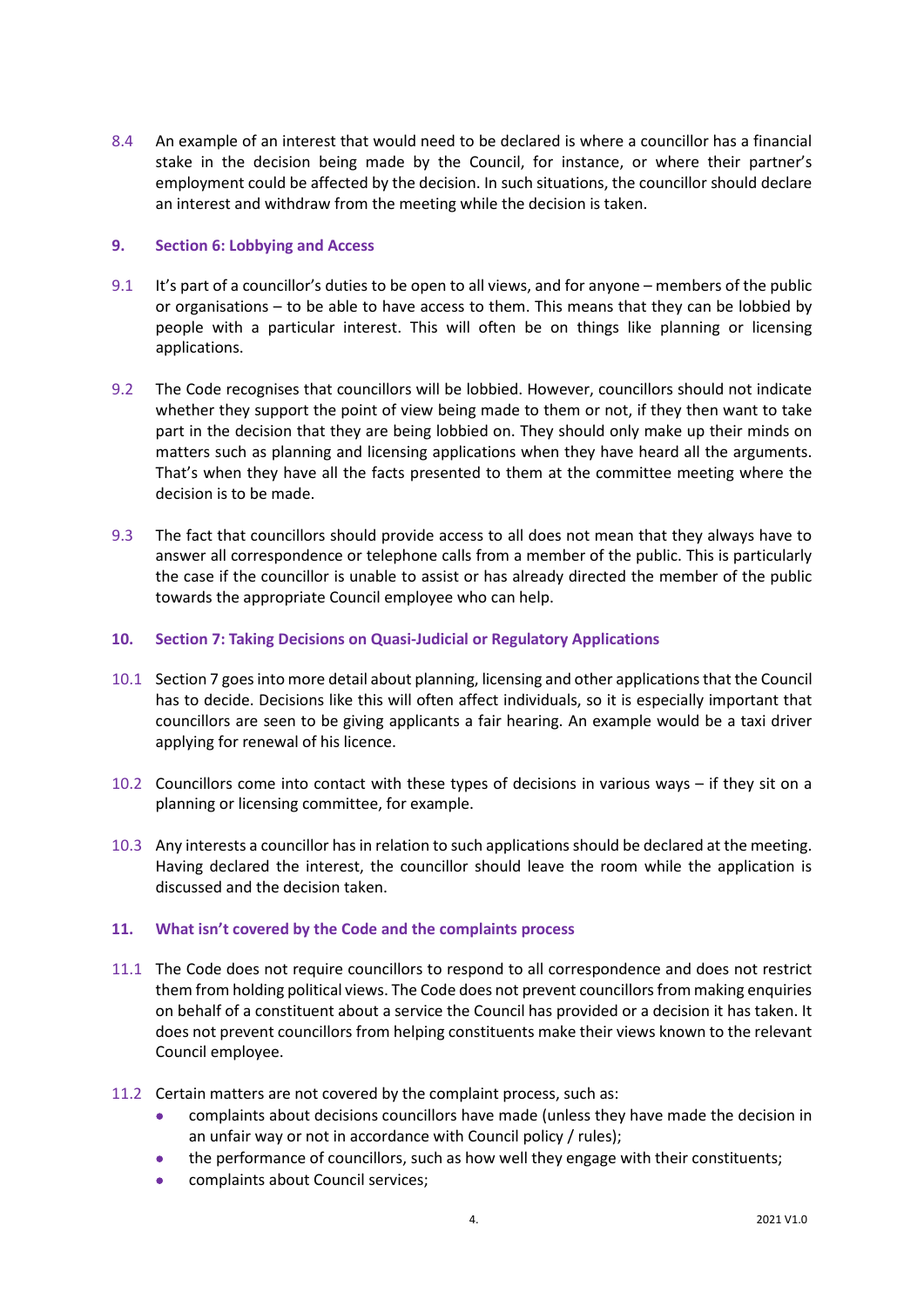8.4 An example of an interest that would need to be declared is where a councillor has a financial stake in the decision being made by the Council, for instance, or where their partner's employment could be affected by the decision. In such situations, the councillor should declare an interest and withdraw from the meeting while the decision is taken.

## 9. Section 6: Lobbying and Access

9.1 It's part of a councillor's duties to be open to all views, and for anyone – members of the public or organisations – to be able to have access to them. This means that they can be lobbied by people with a particular interest. This will often be on things like planning or licensing applications.

9.2 The Code recognises that councillors will be lobbied. However, councillors should not indicate whether they support the point of view being made to them or not, if they then want to take part in the decision that they are being lobbied on. They should only make up their minds on matters such as planning and licensing applications when they have heard all the arguments. That's when they have all the facts presented to them at the committee meeting where the decision is to be made.

9.3 The fact that councillors should provide access to all does not mean that they always have to answer all correspondence or telephone calls from a member of the public. This is particularly the case if the councillor is unable to assist or has already directed the member of the public towards the appropriate Council employee who can help.

## 10. Section 7: Taking Decisions on Quasi-Judicial or Regulatory Applications

10.1 Section 7 goes into more detail about planning, licensing and other applications that the Council has to decide. Decisions like this will often affect individuals, so it is especially important that councillors are seen to be giving applicants a fair hearing. An example would be a taxi driver applying for renewal of his licence.

10.2 Councillors come into contact with these types of decisions in various ways – if they sit on a planning or licensing committee, for example.

10.3 Any interests a councillor has in relation to such applications should be declared at the meeting. Having declared the interest, the councillor should leave the room while the application is discussed and the decision taken.

## 11. What isn't covered by the Code and the complaints process

11.1 The Code does not require councillors to respond to all correspondence and does not restrict them from holding political views. The Code does not prevent councillors from making enquiries on behalf of a constituent about a service the Council has provided or a decision it has taken. It does not prevent councillors from helping constituents make their views known to the relevant Council employee.

11.2 Certain matters are not covered by the complaint process, such as:

- complaints about decisions councillors have made (unless they have made the decision in an unfair way or not in accordance with Council policy / rules);
- the performance of councillors, such as how well they engage with their constituents;
- complaints about Council services;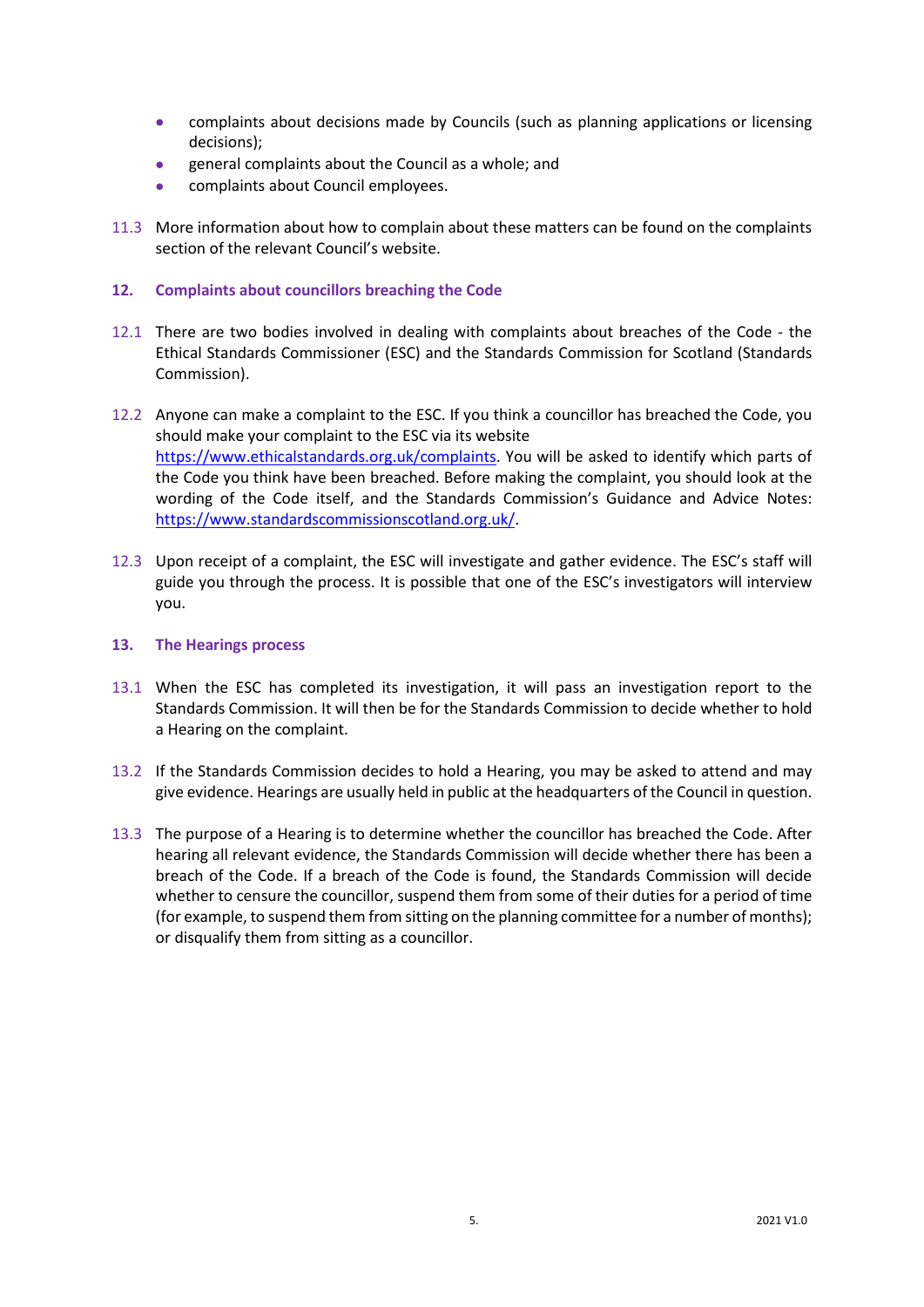- complaints about decisions made by Councils (such as planning applications or licensing decisions);
- general complaints about the Council as a whole; and
- complaints about Council employees.

11.3 More information about how to complain about these matters can be found on the complaints section of the relevant Council's website.

## 12. Complaints about councillors breaching the Code

12.1 There are two bodies involved in dealing with complaints about breaches of the Code - the Ethical Standards Commissioner (ESC) and the Standards Commission for Scotland (Standards Commission).

12.2 Anyone can make a complaint to the ESC. If you think a councillor has breached the Code, you should make your complaint to the ESC via its website [https://www.ethicalstandards.org.uk/complaints](https://www.ethicalstandards.org.uk/complaints). You will be asked to identify which parts of the Code you think have been breached. Before making the complaint, you should look at the wording of the Code itself, and the Standards Commission's Guidance and Advice Notes: [https://www.standardscommissionscotland.org.uk/](https://www.standardscommissionscotland.org.uk/).

12.3 Upon receipt of a complaint, the ESC will investigate and gather evidence. The ESC's staff will guide you through the process. It is possible that one of the ESC's investigators will interview you.

## 13. The Hearings process

13.1 When the ESC has completed its investigation, it will pass an investigation report to the Standards Commission. It will then be for the Standards Commission to decide whether to hold a Hearing on the complaint.

13.2 If the Standards Commission decides to hold a Hearing, you may be asked to attend and may give evidence. Hearings are usually held in public at the headquarters of the Council in question.

13.3 The purpose of a Hearing is to determine whether the councillor has breached the Code. After hearing all relevant evidence, the Standards Commission will decide whether there has been a breach of the Code. If a breach of the Code is found, the Standards Commission will decide whether to censure the councillor, suspend them from some of their duties for a period of time (for example, to suspend them from sitting on the planning committee for a number of months); or disqualify them from sitting as a councillor.